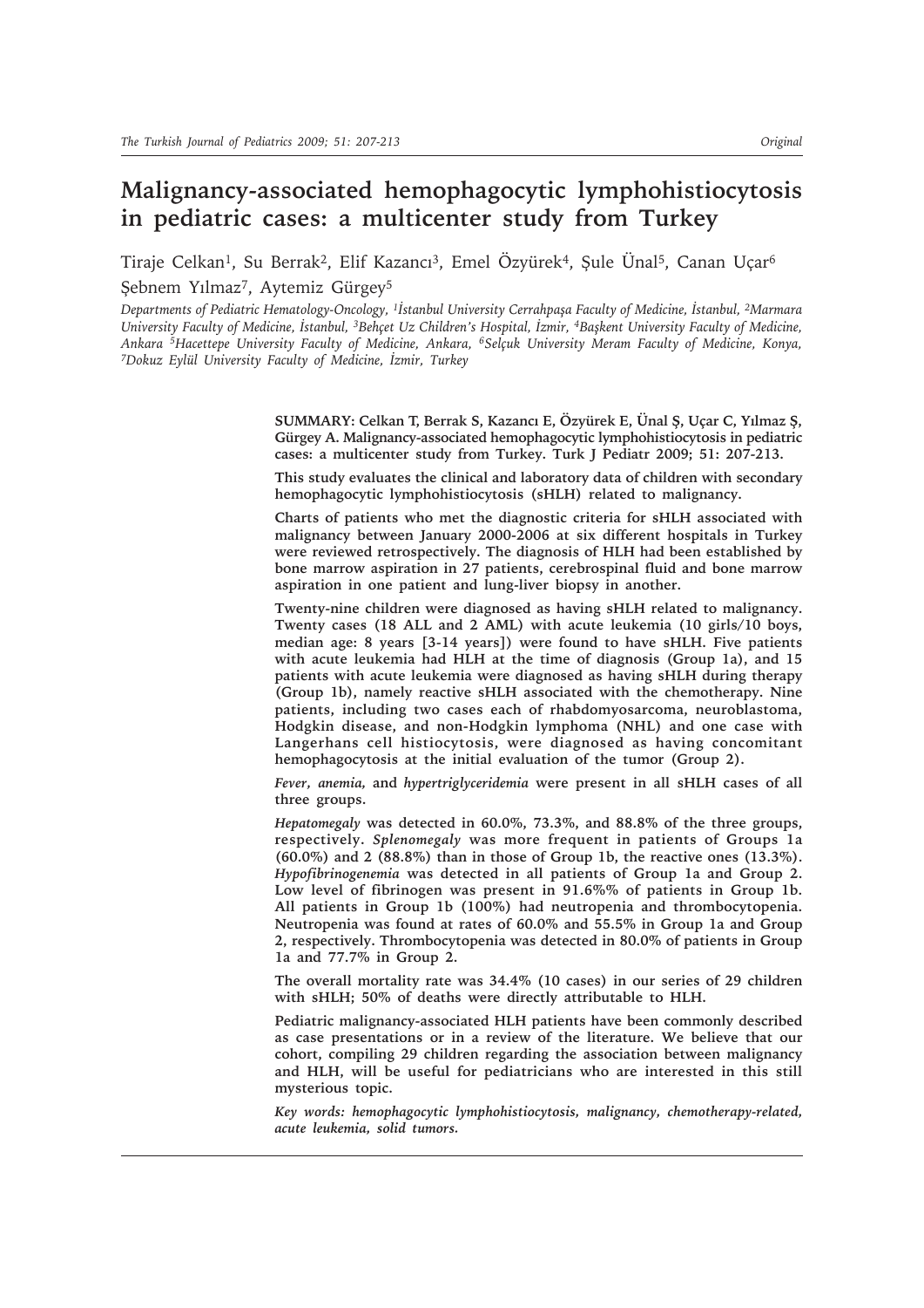# Malignancy-associated hemophagocytic lymphohistiocytosis in pediatric cases: a multicenter study from Turkey

Tiraje Celkan[1], Su Berrak[2], Elif Kazancı[3], Emel Özyürek[4], Şule Ünal[5], Canan Uçar[6] Şebnem Yılmaz[7], Aytemiz Gürgey[5]

*Departments of Pediatric Hematology-Oncology, [1]İstanbul University Cerrahpaşa Faculty of Medicine, İstanbul, [2]Marmara University Faculty of Medicine, İstanbul, [3]Behçet Uz Children's Hospital, İzmir, [4]Başkent University Faculty of Medicine, Ankara [5]Hacettepe University Faculty of Medicine, Ankara, [6]Selçuk University Meram Faculty of Medicine, Konya, [7]Dokuz Eylül University Faculty of Medicine, İzmir, Turkey*

**SUMMARY: Celkan T, Berrak S, Kazancı E, Özyürek E, Ünal Ş, Uçar C, Yılmaz Ş, Gürgey A. Malignancy-associated hemophagocytic lymphohistiocytosis in pediatric cases: a multicenter study from Turkey. Turk J Pediatr 2009; 51: 207-213.**

**This study evaluates the clinical and laboratory data of children with secondary hemophagocytic lymphohistiocytosis (sHLH) related to malignancy.**

**Charts of patients who met the diagnostic criteria for sHLH associated with malignancy between January 2000-2006 at six different hospitals in Turkey were reviewed retrospectively. The diagnosis of HLH had been established by bone marrow aspiration in 27 patients, cerebrospinal fluid and bone marrow aspiration in one patient and lung-liver biopsy in another.**

**Twenty-nine children were diagnosed as having sHLH related to malignancy. Twenty cases (18 ALL and 2 AML) with acute leukemia (10 girls/10 boys, median age: 8 years [3-14 years]) were found to have sHLH. Five patients with acute leukemia had HLH at the time of diagnosis (Group 1a), and 15 patients with acute leukemia were diagnosed as having sHLH during therapy (Group 1b), namely reactive sHLH associated with the chemotherapy. Nine patients, including two cases each of rhabdomyosarcoma, neuroblastoma, Hodgkin disease, and non-Hodgkin lymphoma (NHL) and one case with Langerhans cell histiocytosis, were diagnosed as having concomitant hemophagocytosis at the initial evaluation of the tumor (Group 2).**

***Fever, anemia,* and *hypertriglyceridemia* were present in all sHLH cases of all three groups.**

***Hepatomegaly* was detected in 60.0%, 73.3%, and 88.8% of the three groups, respectively. *Splenomegaly* was more frequent in patients of Groups 1a (60.0%) and 2 (88.8%) than in those of Group 1b, the reactive ones (13.3%). *Hypofibrinogenemia* was detected in all patients of Group 1a and Group 2. Low level of fibrinogen was present in 91.6%% of patients in Group 1b. All patients in Group 1b (100%) had neutropenia and thrombocytopenia. Neutropenia was found at rates of 60.0% and 55.5% in Group 1a and Group 2, respectively. Thrombocytopenia was detected in 80.0% of patients in Group 1a and 77.7% in Group 2.**

**The overall mortality rate was 34.4% (10 cases) in our series of 29 children with sHLH; 50% of deaths were directly attributable to HLH.**

**Pediatric malignancy-associated HLH patients have been commonly described as case presentations or in a review of the literature. We believe that our cohort, compiling 29 children regarding the association between malignancy and HLH, will be useful for pediatricians who are interested in this still mysterious topic.**

***Key words: hemophagocytic lymphohistiocytosis, malignancy, chemotherapy-related, acute leukemia, solid tumors.***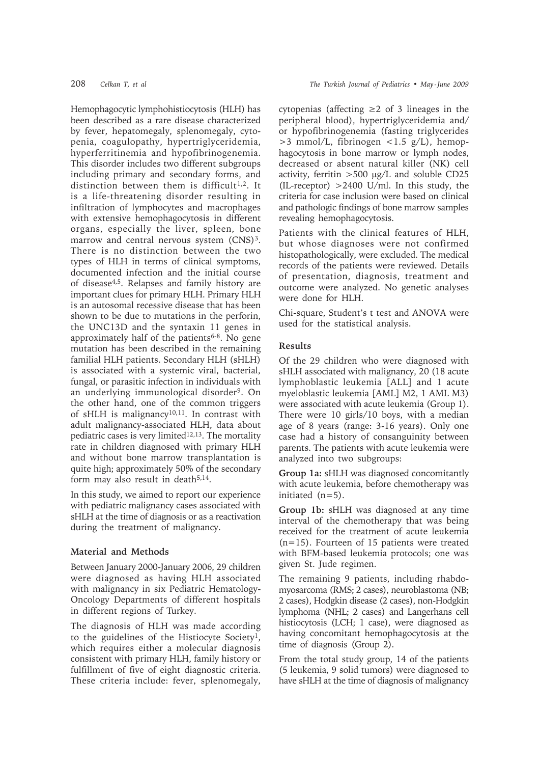Hemophagocytic lymphohistiocytosis (HLH) has been described as a rare disease characterized by fever, hepatomegaly, splenomegaly, cytopenia, coagulopathy, hypertriglyceridemia, hyperferritinemia and hypofibrinogenemia. This disorder includes two different subgroups including primary and secondary forms, and distinction between them is difficult[1,2]. It is a life-threatening disorder resulting in infiltration of lymphocytes and macrophages with extensive hemophagocytosis in different organs, especially the liver, spleen, bone marrow and central nervous system (CNS)[3]. There is no distinction between the two types of HLH in terms of clinical symptoms, documented infection and the initial course of disease[4,5]. Relapses and family history are important clues for primary HLH. Primary HLH is an autosomal recessive disease that has been shown to be due to mutations in the perforin, the UNC13D and the syntaxin 11 genes in approximately half of the patients[6-8]. No gene mutation has been described in the remaining familial HLH patients. Secondary HLH (sHLH) is associated with a systemic viral, bacterial, fungal, or parasitic infection in individuals with an underlying immunological disorder[9]. On the other hand, one of the common triggers of sHLH is malignancy[10,11]. In contrast with adult malignancy-associated HLH, data about pediatric cases is very limited[12,13]. The mortality rate in children diagnosed with primary HLH and without bone marrow transplantation is quite high; approximately 50% of the secondary form may also result in death[5,14].

In this study, we aimed to report our experience with pediatric malignancy cases associated with sHLH at the time of diagnosis or as a reactivation during the treatment of malignancy.

## Material and Methods

Between January 2000-January 2006, 29 children were diagnosed as having HLH associated with malignancy in six Pediatric Hematology-Oncology Departments of different hospitals in different regions of Turkey.

The diagnosis of HLH was made according to the guidelines of the Histiocyte Society[1], which requires either a molecular diagnosis consistent with primary HLH, family history or fulfillment of five of eight diagnostic criteria. These criteria include: fever, splenomegaly, cytopenias (affecting $\geq 2$ of 3 lineages in the peripheral blood), hypertriglyceridemia and/or hypofibrinogenemia (fasting triglycerides $>3$ mmol/L, fibrinogen $<1.5$ g/L), hemophagocytosis in bone marrow or lymph nodes, decreased or absent natural killer (NK) cell activity, ferritin $>500$ μg/L and soluble CD25 (IL-receptor) $>2400$ U/ml. In this study, the criteria for case inclusion were based on clinical and pathologic findings of bone marrow samples revealing hemophagocytosis.

Patients with the clinical features of HLH, but whose diagnoses were not confirmed histopathologically, were excluded. The medical records of the patients were reviewed. Details of presentation, diagnosis, treatment and outcome were analyzed. No genetic analyses were done for HLH.

Chi-square, Student's t test and ANOVA were used for the statistical analysis.

## Results

Of the 29 children who were diagnosed with sHLH associated with malignancy, 20 (18 acute lymphoblastic leukemia [ALL] and 1 acute myeloblastic leukemia [AML] M2, 1 AML M3) were associated with acute leukemia (Group 1). There were 10 girls/10 boys, with a median age of 8 years (range: 3-16 years). Only one case had a history of consanguinity between parents. The patients with acute leukemia were analyzed into two subgroups:

**Group 1a:** sHLH was diagnosed concomitantly with acute leukemia, before chemotherapy was initiated (n=5).

**Group 1b:** sHLH was diagnosed at any time interval of the chemotherapy that was being received for the treatment of acute leukemia (n=15). Fourteen of 15 patients were treated with BFM-based leukemia protocols; one was given St. Jude regimen.

The remaining 9 patients, including rhabdomyosarcoma (RMS; 2 cases), neuroblastoma (NB; 2 cases), Hodgkin disease (2 cases), non-Hodgkin lymphoma (NHL; 2 cases) and Langerhans cell histiocytosis (LCH; 1 case), were diagnosed as having concomitant hemophagocytosis at the time of diagnosis (Group 2).

From the total study group, 14 of the patients (5 leukemia, 9 solid tumors) were diagnosed to have sHLH at the time of diagnosis of malignancy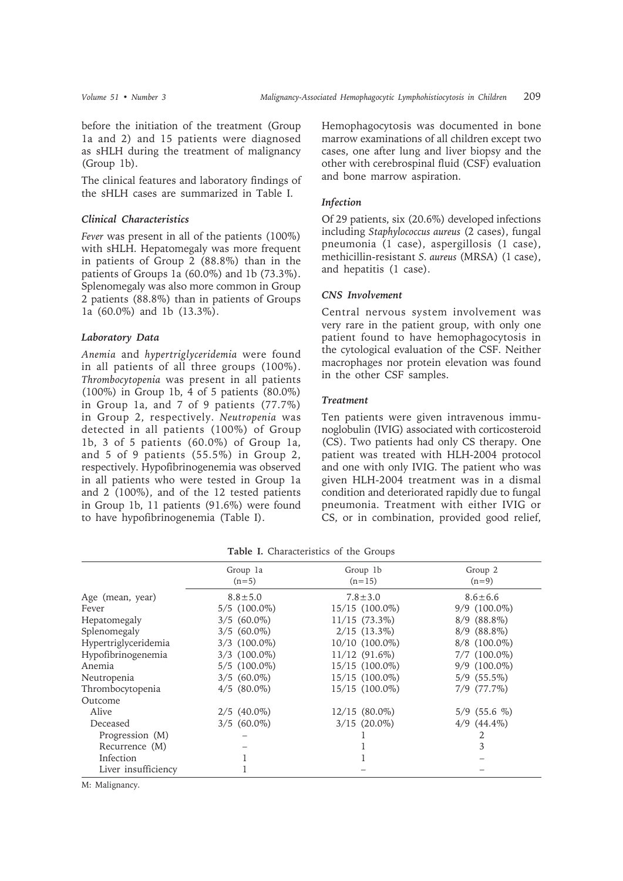before the initiation of the treatment (Group 1a and 2) and 15 patients were diagnosed as sHLH during the treatment of malignancy (Group 1b).

The clinical features and laboratory findings of the sHLH cases are summarized in Table I.

### *Clinical Characteristics*

*Fever* was present in all of the patients (100%) with sHLH. Hepatomegaly was more frequent in patients of Group 2 (88.8%) than in the patients of Groups 1a (60.0%) and 1b (73.3%). Splenomegaly was also more common in Group 2 patients (88.8%) than in patients of Groups 1a (60.0%) and 1b (13.3%).

### *Laboratory Data*

*Anemia* and *hypertriglyceridemia* were found in all patients of all three groups (100%). *Thrombocytopenia* was present in all patients (100%) in Group 1b, 4 of 5 patients (80.0%) in Group 1a, and 7 of 9 patients (77.7%) in Group 2, respectively. *Neutropenia* was detected in all patients (100%) of Group 1b, 3 of 5 patients (60.0%) of Group 1a, and 5 of 9 patients (55.5%) in Group 2, respectively. Hypofibrinogenemia was observed in all patients who were tested in Group 1a and 2 (100%), and of the 12 tested patients in Group 1b, 11 patients (91.6%) were found to have hypofibrinogenemia (Table I).

Hemophagocytosis was documented in bone marrow examinations of all children except two cases, one after lung and liver biopsy and the other with cerebrospinal fluid (CSF) evaluation and bone marrow aspiration.

### *Infection*

Of 29 patients, six (20.6%) developed infections including *Staphylococcus aureus* (2 cases), fungal pneumonia (1 case), aspergillosis (1 case), methicillin-resistant *S. aureus* (MRSA) (1 case), and hepatitis (1 case).

### *CNS Involvement*

Central nervous system involvement was very rare in the patient group, with only one patient found to have hemophagocytosis in the cytological evaluation of the CSF. Neither macrophages nor protein elevation was found in the other CSF samples.

### *Treatment*

Ten patients were given intravenous immunoglobulin (IVIG) associated with corticosteroid (CS). Two patients had only CS therapy. One patient was treated with HLH-2004 protocol and one with only IVIG. The patient who was given HLH-2004 treatment was in a dismal condition and deteriorated rapidly due to fungal pneumonia. Treatment with either IVIG or CS, or in combination, provided good relief,

**Table I.** Characteristics of the Groups

| | Group 1a (n=5) | Group 1b (n=15) | Group 2 (n=9) |
|---|---|---|---|
| Age (mean, year) | 8.8±5.0 | 7.8±3.0 | 8.6±6.6 |
| Fever | 5/5 (100.0%) | 15/15 (100.0%) | 9/9 (100.0%) |
| Hepatomegaly | 3/5 (60.0%) | 11/15 (73.3%) | 8/9 (88.8%) |
| Splenomegaly | 3/5 (60.0%) | 2/15 (13.3%) | 8/9 (88.8%) |
| Hypertriglyceridemia | 3/3 (100.0%) | 10/10 (100.0%) | 8/8 (100.0%) |
| Hypofibrinogenemia | 3/3 (100.0%) | 11/12 (91.6%) | 7/7 (100.0%) |
| Anemia | 5/5 (100.0%) | 15/15 (100.0%) | 9/9 (100.0%) |
| Neutropenia | 3/5 (60.0%) | 15/15 (100.0%) | 5/9 (55.5%) |
| Thrombocytopenia | 4/5 (80.0%) | 15/15 (100.0%) | 7/9 (77.7%) |
| Outcome | | | |
| Alive | 2/5 (40.0%) | 12/15 (80.0%) | 5/9 (55.6 %) |
| Deceased | 3/5 (60.0%) | 3/15 (20.0%) | 4/9 (44.4%) |
| Progression (M) | – | 1 | 2 |
| Recurrence (M) | – | 1 | 3 |
| Infection | 1 | 1 | – |
| Liver insufficiency | 1 | – | – |

M: Malignancy.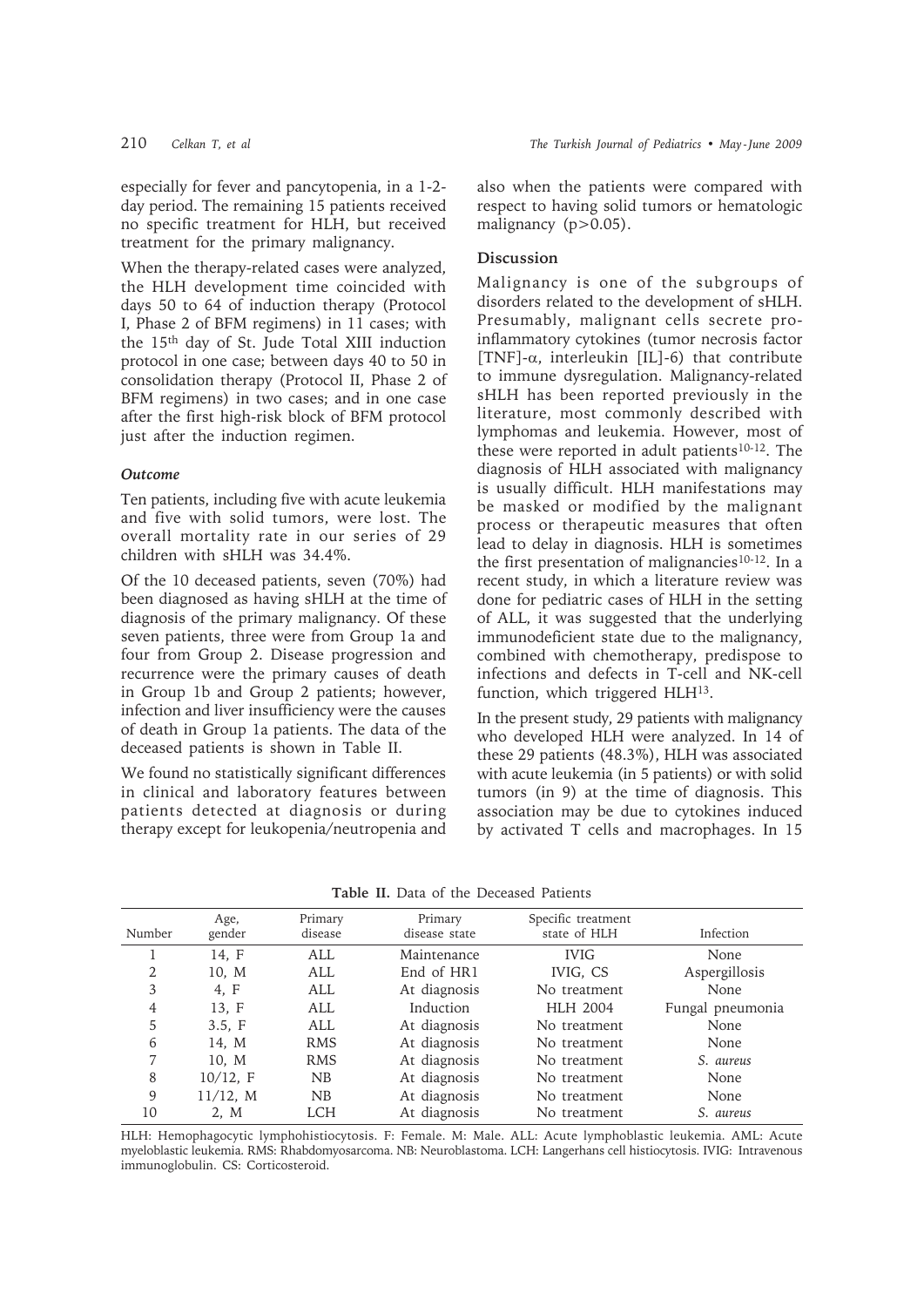especially for fever and pancytopenia, in a 1-2-day period. The remaining 15 patients received no specific treatment for HLH, but received treatment for the primary malignancy.

When the therapy-related cases were analyzed, the HLH development time coincided with days 50 to 64 of induction therapy (Protocol I, Phase 2 of BFM regimens) in 11 cases; with the 15th day of St. Jude Total XIII induction protocol in one case; between days 40 to 50 in consolidation therapy (Protocol II, Phase 2 of BFM regimens) in two cases; and in one case after the first high-risk block of BFM protocol just after the induction regimen.

### *Outcome*

Ten patients, including five with acute leukemia and five with solid tumors, were lost. The overall mortality rate in our series of 29 children with sHLH was 34.4%.

Of the 10 deceased patients, seven (70%) had been diagnosed as having sHLH at the time of diagnosis of the primary malignancy. Of these seven patients, three were from Group 1a and four from Group 2. Disease progression and recurrence were the primary causes of death in Group 1b and Group 2 patients; however, infection and liver insufficiency were the causes of death in Group 1a patients. The data of the deceased patients is shown in Table II.

We found no statistically significant differences in clinical and laboratory features between patients detected at diagnosis or during therapy except for leukopenia/neutropenia and also when the patients were compared with respect to having solid tumors or hematologic malignancy ($p>0.05$).

## Discussion

Malignancy is one of the subgroups of disorders related to the development of sHLH. Presumably, malignant cells secrete pro-inflammatory cytokines (tumor necrosis factor [TNF]-α, interleukin [IL]-6) that contribute to immune dysregulation. Malignancy-related sHLH has been reported previously in the literature, most commonly described with lymphomas and leukemia. However, most of these were reported in adult patients[10-12]. The diagnosis of HLH associated with malignancy is usually difficult. HLH manifestations may be masked or modified by the malignant process or therapeutic measures that often lead to delay in diagnosis. HLH is sometimes the first presentation of malignancies[10-12]. In a recent study, in which a literature review was done for pediatric cases of HLH in the setting of ALL, it was suggested that the underlying immunodeficient state due to the malignancy, combined with chemotherapy, predispose to infections and defects in T-cell and NK-cell function, which triggered HLH[13].

In the present study, 29 patients with malignancy who developed HLH were analyzed. In 14 of these 29 patients (48.3%), HLH was associated with acute leukemia (in 5 patients) or with solid tumors (in 9) at the time of diagnosis. This association may be due to cytokines induced by activated T cells and macrophages. In 15

**Table II.** Data of the Deceased Patients

| Number | Age, gender | Primary disease | Primary disease state | Specific treatment state of HLH | Infection |
|---|---|---|---|---|---|
| 1 | 14, F | ALL | Maintenance | IVIG | None |
| 2 | 10, M | ALL | End of HR1 | IVIG, CS | Aspergillosis |
| 3 | 4, F | ALL | At diagnosis | No treatment | None |
| 4 | 13, F | ALL | Induction | HLH 2004 | Fungal pneumonia |
| 5 | 3.5, F | ALL | At diagnosis | No treatment | None |
| 6 | 14, M | RMS | At diagnosis | No treatment | None |
| 7 | 10, M | RMS | At diagnosis | No treatment | *S. aureus* |
| 8 | 10/12, F | NB | At diagnosis | No treatment | None |
| 9 | 11/12, M | NB | At diagnosis | No treatment | None |
| 10 | 2, M | LCH | At diagnosis | No treatment | *S. aureus* |

HLH: Hemophagocytic lymphohistiocytosis. F: Female. M: Male. ALL: Acute lymphoblastic leukemia. AML: Acute myeloblastic leukemia. RMS: Rhabdomyosarcoma. NB: Neuroblastoma. LCH: Langerhans cell histiocytosis. IVIG: Intravenous immunoglobulin. CS: Corticosteroid.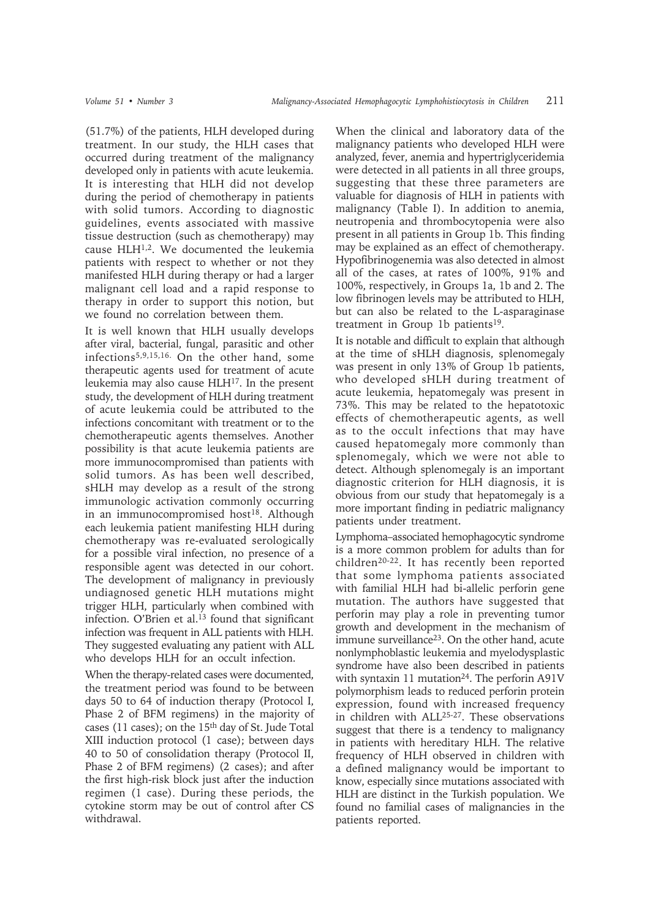(51.7%) of the patients, HLH developed during treatment. In our study, the HLH cases that occurred during treatment of the malignancy developed only in patients with acute leukemia. It is interesting that HLH did not develop during the period of chemotherapy in patients with solid tumors. According to diagnostic guidelines, events associated with massive tissue destruction (such as chemotherapy) may cause HLH[1,2]. We documented the leukemia patients with respect to whether or not they manifested HLH during therapy or had a larger malignant cell load and a rapid response to therapy in order to support this notion, but we found no correlation between them.

It is well known that HLH usually develops after viral, bacterial, fungal, parasitic and other infections[5,9,15,16]. On the other hand, some therapeutic agents used for treatment of acute leukemia may also cause HLH[17]. In the present study, the development of HLH during treatment of acute leukemia could be attributed to the infections concomitant with treatment or to the chemotherapeutic agents themselves. Another possibility is that acute leukemia patients are more immunocompromised than patients with solid tumors. As has been well described, sHLH may develop as a result of the strong immunologic activation commonly occurring in an immunocompromised host[18]. Although each leukemia patient manifesting HLH during chemotherapy was re-evaluated serologically for a possible viral infection, no presence of a responsible agent was detected in our cohort. The development of malignancy in previously undiagnosed genetic HLH mutations might trigger HLH, particularly when combined with infection. O'Brien et al.[13] found that significant infection was frequent in ALL patients with HLH. They suggested evaluating any patient with ALL who develops HLH for an occult infection.

When the therapy-related cases were documented, the treatment period was found to be between days 50 to 64 of induction therapy (Protocol I, Phase 2 of BFM regimens) in the majority of cases (11 cases); on the 15th day of St. Jude Total XIII induction protocol (1 case); between days 40 to 50 of consolidation therapy (Protocol II, Phase 2 of BFM regimens) (2 cases); and after the first high-risk block just after the induction regimen (1 case). During these periods, the cytokine storm may be out of control after CS withdrawal.

When the clinical and laboratory data of the malignancy patients who developed HLH were analyzed, fever, anemia and hypertriglyceridemia were detected in all patients in all three groups, suggesting that these three parameters are valuable for diagnosis of HLH in patients with malignancy (Table I). In addition to anemia, neutropenia and thrombocytopenia were also present in all patients in Group 1b. This finding may be explained as an effect of chemotherapy. Hypofibrinogenemia was also detected in almost all of the cases, at rates of 100%, 91% and 100%, respectively, in Groups 1a, 1b and 2. The low fibrinogen levels may be attributed to HLH, but can also be related to the L-asparaginase treatment in Group 1b patients[19].

It is notable and difficult to explain that although at the time of sHLH diagnosis, splenomegaly was present in only 13% of Group 1b patients, who developed sHLH during treatment of acute leukemia, hepatomegaly was present in 73%. This may be related to the hepatotoxic effects of chemotherapeutic agents, as well as to the occult infections that may have caused hepatomegaly more commonly than splenomegaly, which we were not able to detect. Although splenomegaly is an important diagnostic criterion for HLH diagnosis, it is obvious from our study that hepatomegaly is a more important finding in pediatric malignancy patients under treatment.

Lymphoma–associated hemophagocytic syndrome is a more common problem for adults than for children[20-22]. It has recently been reported that some lymphoma patients associated with familial HLH had bi-allelic perforin gene mutation. The authors have suggested that perforin may play a role in preventing tumor growth and development in the mechanism of immune surveillance[23]. On the other hand, acute nonlymphoblastic leukemia and myelodysplastic syndrome have also been described in patients with syntaxin 11 mutation[24]. The perforin A91V polymorphism leads to reduced perforin protein expression, found with increased frequency in children with ALL[25-27]. These observations suggest that there is a tendency to malignancy in patients with hereditary HLH. The relative frequency of HLH observed in children with a defined malignancy would be important to know, especially since mutations associated with HLH are distinct in the Turkish population. We found no familial cases of malignancies in the patients reported.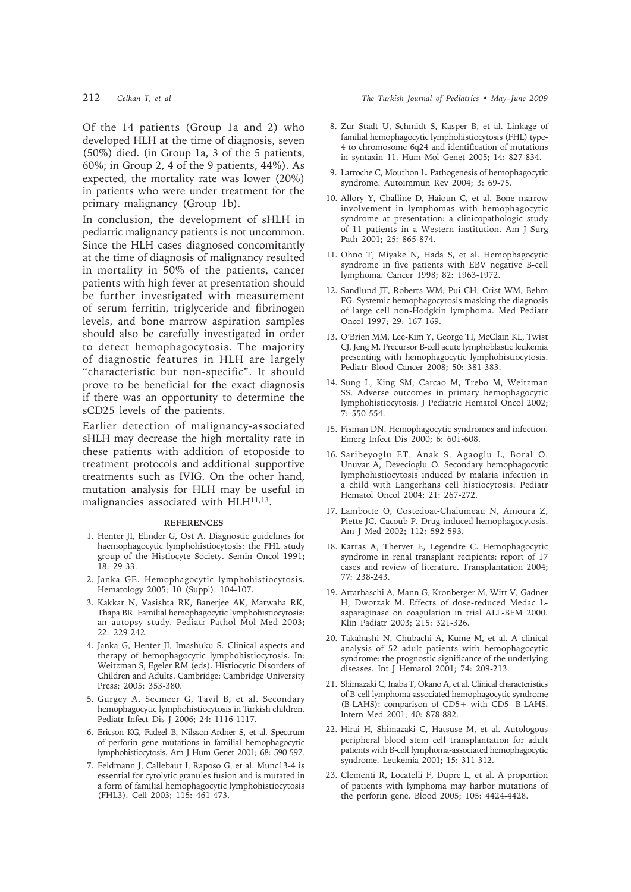Of the 14 patients (Group 1a and 2) who developed HLH at the time of diagnosis, seven (50%) died. (in Group 1a, 3 of the 5 patients, 60%; in Group 2, 4 of the 9 patients, 44%). As expected, the mortality rate was lower (20%) in patients who were under treatment for the primary malignancy (Group 1b).

In conclusion, the development of sHLH in pediatric malignancy patients is not uncommon. Since the HLH cases diagnosed concomitantly at the time of diagnosis of malignancy resulted in mortality in 50% of the patients, cancer patients with high fever at presentation should be further investigated with measurement of serum ferritin, triglyceride and fibrinogen levels, and bone marrow aspiration samples should also be carefully investigated in order to detect hemophagocytosis. The majority of diagnostic features in HLH are largely "characteristic but non-specific". It should prove to be beneficial for the exact diagnosis if there was an opportunity to determine the sCD25 levels of the patients.

Earlier detection of malignancy-associated sHLH may decrease the high mortality rate in these patients with addition of etoposide to treatment protocols and additional supportive treatments such as IVIG. On the other hand, mutation analysis for HLH may be useful in malignancies associated with HLH[11,13].

## REFERENCES

1. Henter JI, Elinder G, Ost A. Diagnostic guidelines for haemophagocytic lymphohistiocytosis: the FHL study group of the Histiocyte Society. Semin Oncol 1991; 18: 29-33.
2. Janka GE. Hemophagocytic lymphohistiocytosis. Hematology 2005; 10 (Suppl): 104-107.
3. Kakkar N, Vasishta RK, Banerjee AK, Marwaha RK, Thapa BR. Familial hemophagocytic lymphohistiocytosis: an autopsy study. Pediatr Pathol Mol Med 2003; 22: 229-242.
4. Janka G, Henter JI, Imashuku S. Clinical aspects and therapy of hemophagocytic lymphohistiocytosis. In: Weitzman S, Egeler RM (eds). Histiocytic Disorders of Children and Adults. Cambridge: Cambridge University Press; 2005: 353-380.
5. Gurgey A, Secmeer G, Tavil B, et al. Secondary hemophagocytic lymphohistiocytosis in Turkish children. Pediatr Infect Dis J 2006; 24: 1116-1117.
6. Ericson KG, Fadeel B, Nilsson-Ardner S, et al. Spectrum of perforin gene mutations in familial hemophagocytic lymphohistiocytosis. Am J Hum Genet 2001; 68: 590-597.
7. Feldmann J, Callebaut I, Raposo G, et al. Munc13-4 is essential for cytolytic granules fusion and is mutated in a form of familial hemophagocytic lymphohistiocytosis (FHL3). Cell 2003; 115: 461-473.
8. Zur Stadt U, Schmidt S, Kasper B, et al. Linkage of familial hemophagocytic lymphohistiocytosis (FHL) type-4 to chromosome 6q24 and identification of mutations in syntaxin 11. Hum Mol Genet 2005; 14: 827-834.
9. Larroche C, Mouthon L. Pathogenesis of hemophagocytic syndrome. Autoimmun Rev 2004; 3: 69-75.
10. Allory Y, Challine D, Haioun C, et al. Bone marrow involvement in lymphomas with hemophagocytic syndrome at presentation: a clinicopathologic study of 11 patients in a Western institution. Am J Surg Path 2001; 25: 865-874.
11. Ohno T, Miyake N, Hada S, et al. Hemophagocytic syndrome in five patients with EBV negative B-cell lymphoma. Cancer 1998; 82: 1963-1972.
12. Sandlund JT, Roberts WM, Pui CH, Crist WM, Behm FG. Systemic hemophagocytosis masking the diagnosis of large cell non-Hodgkin lymphoma. Med Pediatr Oncol 1997; 29: 167-169.
13. O'Brien MM, Lee-Kim Y, George TI, McClain KL, Twist CJ, Jeng M. Precursor B-cell acute lymphoblastic leukemia presenting with hemophagocytic lymphohistiocytosis. Pediatr Blood Cancer 2008; 50: 381-383.
14. Sung L, King SM, Carcao M, Trebo M, Weitzman SS. Adverse outcomes in primary hemophagocytic lymphohistiocytosis. J Pediatric Hematol Oncol 2002; 7: 550-554.
15. Fisman DN. Hemophagocytic syndromes and infection. Emerg Infect Dis 2000; 6: 601-608.
16. Saribeyoglu ET, Anak S, Agaoglu L, Boral O, Unuvar A, Devecioglu O. Secondary hemophagocytic lymphohistiocytosis induced by malaria infection in a child with Langerhans cell histiocytosis. Pediatr Hematol Oncol 2004; 21: 267-272.
17. Lambotte O, Costedoat-Chalumeau N, Amoura Z, Piette JC, Cacoub P. Drug-induced hemophagocytosis. Am J Med 2002; 112: 592-593.
18. Karras A, Thervet E, Legendre C. Hemophagocytic syndrome in renal transplant recipients: report of 17 cases and review of literature. Transplantation 2004; 77: 238-243.
19. Attarbaschi A, Mann G, Kronberger M, Witt V, Gadner H, Dworzak M. Effects of dose-reduced Medac L-asparaginase on coagulation in trial ALL-BFM 2000. Klin Padiatr 2003; 215: 321-326.
20. Takahashi N, Chubachi A, Kume M, et al. A clinical analysis of 52 adult patients with hemophagocytic syndrome: the prognostic significance of the underlying diseases. Int J Hematol 2001; 74: 209-213.
21. Shimazaki C, Inaba T, Okano A, et al. Clinical characteristics of B-cell lymphoma-associated hemophagocytic syndrome (B-LAHS): comparison of CD5+ with CD5- B-LAHS. Intern Med 2001; 40: 878-882.
22. Hirai H, Shimazaki C, Hatsuse M, et al. Autologous peripheral blood stem cell transplantation for adult patients with B-cell lymphoma-associated hemophagocytic syndrome. Leukemia 2001; 15: 311-312.
23. Clementi R, Locatelli F, Dupre L, et al. A proportion of patients with lymphoma may harbor mutations of the perforin gene. Blood 2005; 105: 4424-4428.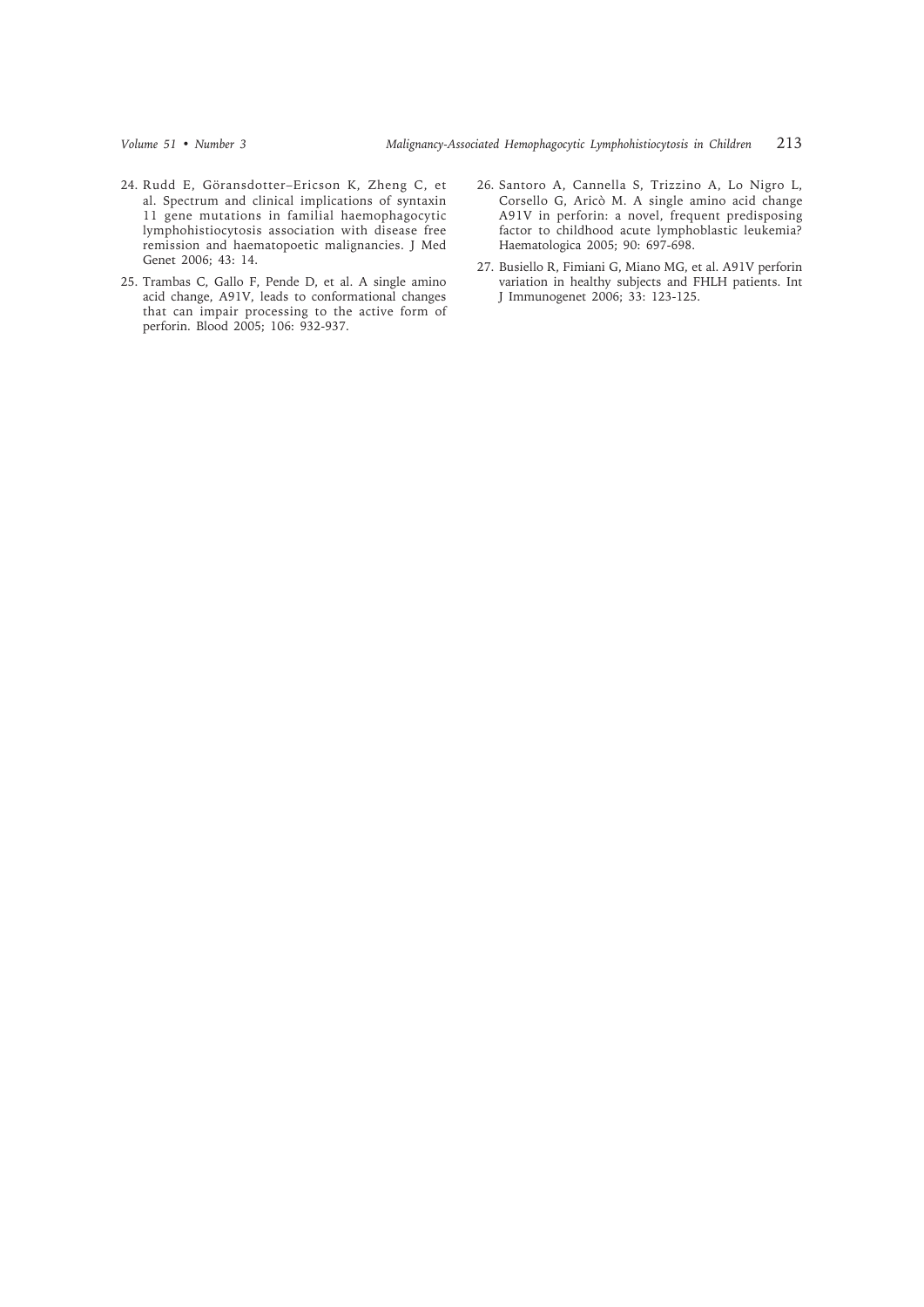24. Rudd E, Göransdotter–Ericson K, Zheng C, et al. Spectrum and clinical implications of syntaxin 11 gene mutations in familial haemophagocytic lymphohistiocytosis association with disease free remission and haematopoetic malignancies. J Med Genet 2006; 43: 14.

25. Trambas C, Gallo F, Pende D, et al. A single amino acid change, A91V, leads to conformational changes that can impair processing to the active form of perforin. Blood 2005; 106: 932-937.

26. Santoro A, Cannella S, Trizzino A, Lo Nigro L, Corsello G, Aricò M. A single amino acid change A91V in perforin: a novel, frequent predisposing factor to childhood acute lymphoblastic leukemia? Haematologica 2005; 90: 697-698.

27. Busiello R, Fimiani G, Miano MG, et al. A91V perforin variation in healthy subjects and FHLH patients. Int J Immunogenet 2006; 33: 123-125.